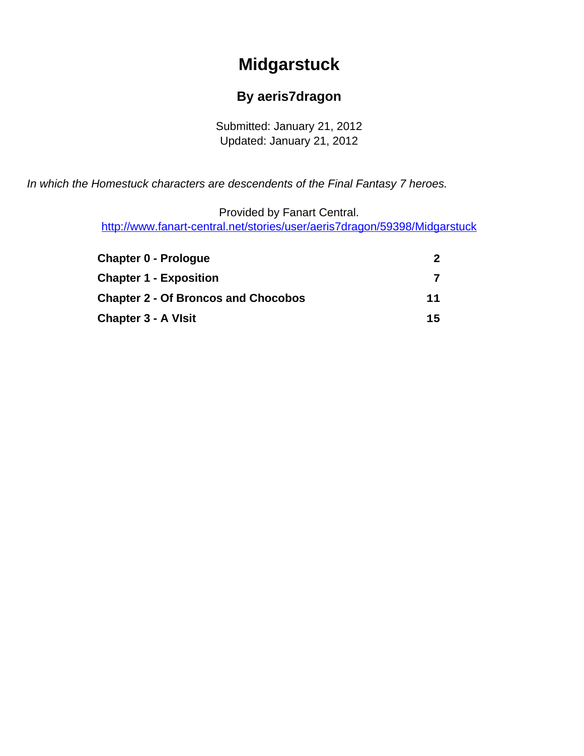# Midgarstuck

## By aeris7dragon

Submitted: January 21, 2012
Updated: January 21, 2012

*In which the Homestuck characters are descendents of the Final Fantasy 7 heroes.*

Provided by Fanart Central.
http://www.fanart-central.net/stories/user/aeris7dragon/59398/Midgarstuck

| | |
|---|---|
| **Chapter 0 - Prologue** | **2** |
| **Chapter 1 - Exposition** | **7** |
| **Chapter 2 - Of Broncos and Chocobos** | **11** |
| **Chapter 3 - A VIsit** | **15** |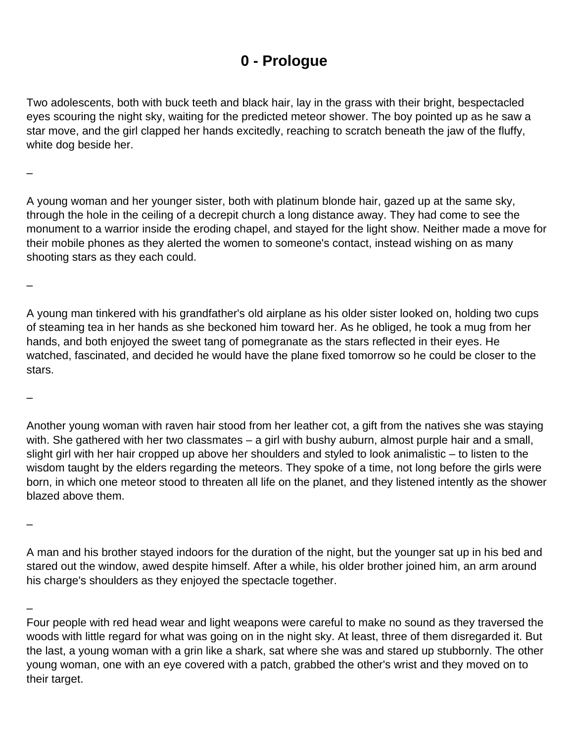# 0 - Prologue

Two adolescents, both with buck teeth and black hair, lay in the grass with their bright, bespectacled eyes scouring the night sky, waiting for the predicted meteor shower. The boy pointed up as he saw a star move, and the girl clapped her hands excitedly, reaching to scratch beneath the jaw of the fluffy, white dog beside her.

–

A young woman and her younger sister, both with platinum blonde hair, gazed up at the same sky, through the hole in the ceiling of a decrepit church a long distance away. They had come to see the monument to a warrior inside the eroding chapel, and stayed for the light show. Neither made a move for their mobile phones as they alerted the women to someone's contact, instead wishing on as many shooting stars as they each could.

–

A young man tinkered with his grandfather's old airplane as his older sister looked on, holding two cups of steaming tea in her hands as she beckoned him toward her. As he obliged, he took a mug from her hands, and both enjoyed the sweet tang of pomegranate as the stars reflected in their eyes. He watched, fascinated, and decided he would have the plane fixed tomorrow so he could be closer to the stars.

–

Another young woman with raven hair stood from her leather cot, a gift from the natives she was staying with. She gathered with her two classmates – a girl with bushy auburn, almost purple hair and a small, slight girl with her hair cropped up above her shoulders and styled to look animalistic – to listen to the wisdom taught by the elders regarding the meteors. They spoke of a time, not long before the girls were born, in which one meteor stood to threaten all life on the planet, and they listened intently as the shower blazed above them.

–

A man and his brother stayed indoors for the duration of the night, but the younger sat up in his bed and stared out the window, awed despite himself. After a while, his older brother joined him, an arm around his charge's shoulders as they enjoyed the spectacle together.

–

Four people with red head wear and light weapons were careful to make no sound as they traversed the woods with little regard for what was going on in the night sky. At least, three of them disregarded it. But the last, a young woman with a grin like a shark, sat where she was and stared up stubbornly. The other young woman, one with an eye covered with a patch, grabbed the other's wrist and they moved on to their target.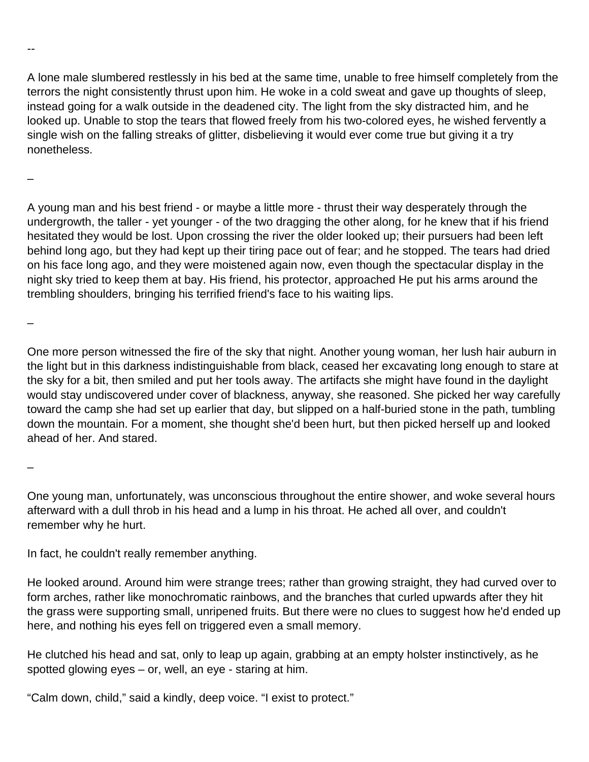--

A lone male slumbered restlessly in his bed at the same time, unable to free himself completely from the terrors the night consistently thrust upon him. He woke in a cold sweat and gave up thoughts of sleep, instead going for a walk outside in the deadened city. The light from the sky distracted him, and he looked up. Unable to stop the tears that flowed freely from his two-colored eyes, he wished fervently a single wish on the falling streaks of glitter, disbelieving it would ever come true but giving it a try nonetheless.

–

A young man and his best friend - or maybe a little more - thrust their way desperately through the undergrowth, the taller - yet younger - of the two dragging the other along, for he knew that if his friend hesitated they would be lost. Upon crossing the river the older looked up; their pursuers had been left behind long ago, but they had kept up their tiring pace out of fear; and he stopped. The tears had dried on his face long ago, and they were moistened again now, even though the spectacular display in the night sky tried to keep them at bay. His friend, his protector, approached He put his arms around the trembling shoulders, bringing his terrified friend's face to his waiting lips.

–

One more person witnessed the fire of the sky that night. Another young woman, her lush hair auburn in the light but in this darkness indistinguishable from black, ceased her excavating long enough to stare at the sky for a bit, then smiled and put her tools away. The artifacts she might have found in the daylight would stay undiscovered under cover of blackness, anyway, she reasoned. She picked her way carefully toward the camp she had set up earlier that day, but slipped on a half-buried stone in the path, tumbling down the mountain. For a moment, she thought she'd been hurt, but then picked herself up and looked ahead of her. And stared.

–

One young man, unfortunately, was unconscious throughout the entire shower, and woke several hours afterward with a dull throb in his head and a lump in his throat. He ached all over, and couldn't remember why he hurt.

In fact, he couldn't really remember anything.

He looked around. Around him were strange trees; rather than growing straight, they had curved over to form arches, rather like monochromatic rainbows, and the branches that curled upwards after they hit the grass were supporting small, unripened fruits. But there were no clues to suggest how he'd ended up here, and nothing his eyes fell on triggered even a small memory.

He clutched his head and sat, only to leap up again, grabbing at an empty holster instinctively, as he spotted glowing eyes – or, well, an eye - staring at him.

"Calm down, child," said a kindly, deep voice. "I exist to protect."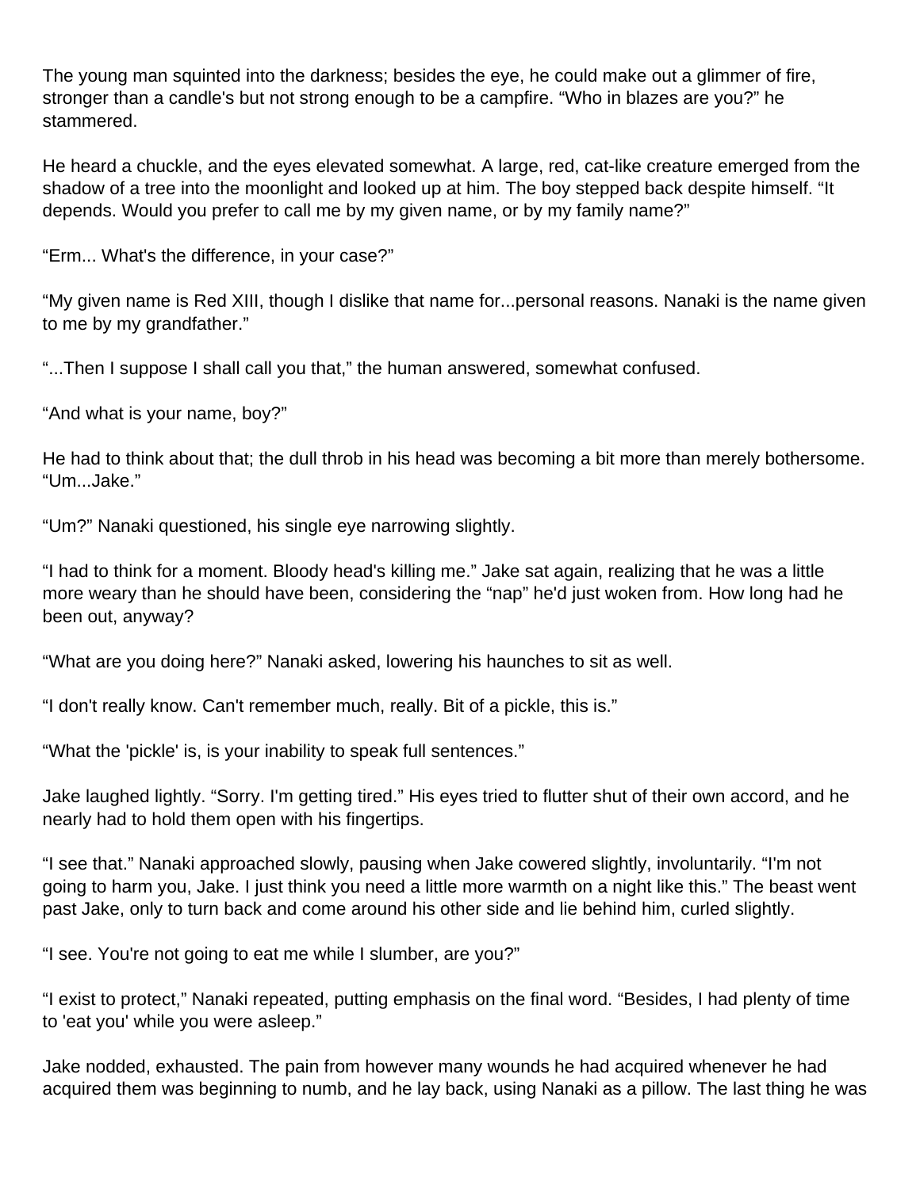The young man squinted into the darkness; besides the eye, he could make out a glimmer of fire, stronger than a candle's but not strong enough to be a campfire. “Who in blazes are you?” he stammered.

He heard a chuckle, and the eyes elevated somewhat. A large, red, cat-like creature emerged from the shadow of a tree into the moonlight and looked up at him. The boy stepped back despite himself. “It depends. Would you prefer to call me by my given name, or by my family name?”

“Erm... What's the difference, in your case?”

“My given name is Red XIII, though I dislike that name for...personal reasons. Nanaki is the name given to me by my grandfather.”

“...Then I suppose I shall call you that,” the human answered, somewhat confused.

“And what is your name, boy?”

He had to think about that; the dull throb in his head was becoming a bit more than merely bothersome. “Um...Jake.”

“Um?” Nanaki questioned, his single eye narrowing slightly.

“I had to think for a moment. Bloody head's killing me.” Jake sat again, realizing that he was a little more weary than he should have been, considering the “nap” he'd just woken from. How long had he been out, anyway?

“What are you doing here?” Nanaki asked, lowering his haunches to sit as well.

“I don't really know. Can't remember much, really. Bit of a pickle, this is.”

“What the 'pickle' is, is your inability to speak full sentences.”

Jake laughed lightly. “Sorry. I'm getting tired.” His eyes tried to flutter shut of their own accord, and he nearly had to hold them open with his fingertips.

“I see that.” Nanaki approached slowly, pausing when Jake cowered slightly, involuntarily. “I'm not going to harm you, Jake. I just think you need a little more warmth on a night like this.” The beast went past Jake, only to turn back and come around his other side and lie behind him, curled slightly.

“I see. You're not going to eat me while I slumber, are you?”

“I exist to protect,” Nanaki repeated, putting emphasis on the final word. “Besides, I had plenty of time to 'eat you' while you were asleep.”

Jake nodded, exhausted. The pain from however many wounds he had acquired whenever he had acquired them was beginning to numb, and he lay back, using Nanaki as a pillow. The last thing he was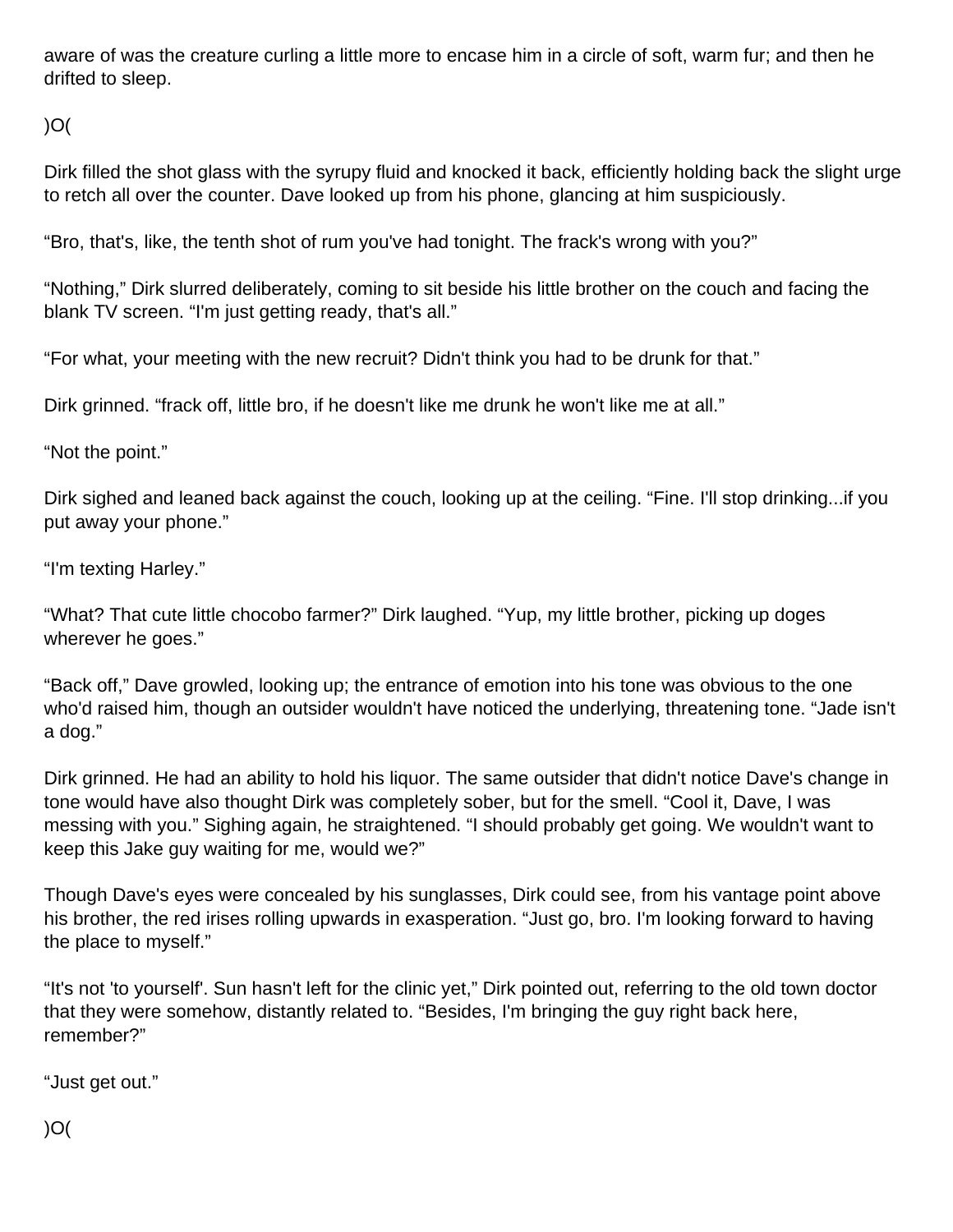aware of was the creature curling a little more to encase him in a circle of soft, warm fur; and then he drifted to sleep.

)O(

Dirk filled the shot glass with the syrupy fluid and knocked it back, efficiently holding back the slight urge to retch all over the counter. Dave looked up from his phone, glancing at him suspiciously.

“Bro, that's, like, the tenth shot of rum you've had tonight. The frack's wrong with you?”

“Nothing,” Dirk slurred deliberately, coming to sit beside his little brother on the couch and facing the blank TV screen. “I'm just getting ready, that's all.”

“For what, your meeting with the new recruit? Didn't think you had to be drunk for that.”

Dirk grinned. “frack off, little bro, if he doesn't like me drunk he won't like me at all.”

“Not the point.”

Dirk sighed and leaned back against the couch, looking up at the ceiling. “Fine. I'll stop drinking...if you put away your phone.”

“I'm texting Harley.”

“What? That cute little chocobo farmer?” Dirk laughed. “Yup, my little brother, picking up doges wherever he goes.”

“Back off,” Dave growled, looking up; the entrance of emotion into his tone was obvious to the one who'd raised him, though an outsider wouldn't have noticed the underlying, threatening tone. “Jade isn't a dog.”

Dirk grinned. He had an ability to hold his liquor. The same outsider that didn't notice Dave's change in tone would have also thought Dirk was completely sober, but for the smell. “Cool it, Dave, I was messing with you.” Sighing again, he straightened. “I should probably get going. We wouldn't want to keep this Jake guy waiting for me, would we?”

Though Dave's eyes were concealed by his sunglasses, Dirk could see, from his vantage point above his brother, the red irises rolling upwards in exasperation. “Just go, bro. I'm looking forward to having the place to myself.”

“It's not 'to yourself'. Sun hasn't left for the clinic yet,” Dirk pointed out, referring to the old town doctor that they were somehow, distantly related to. “Besides, I'm bringing the guy right back here, remember?”

“Just get out.”

)O(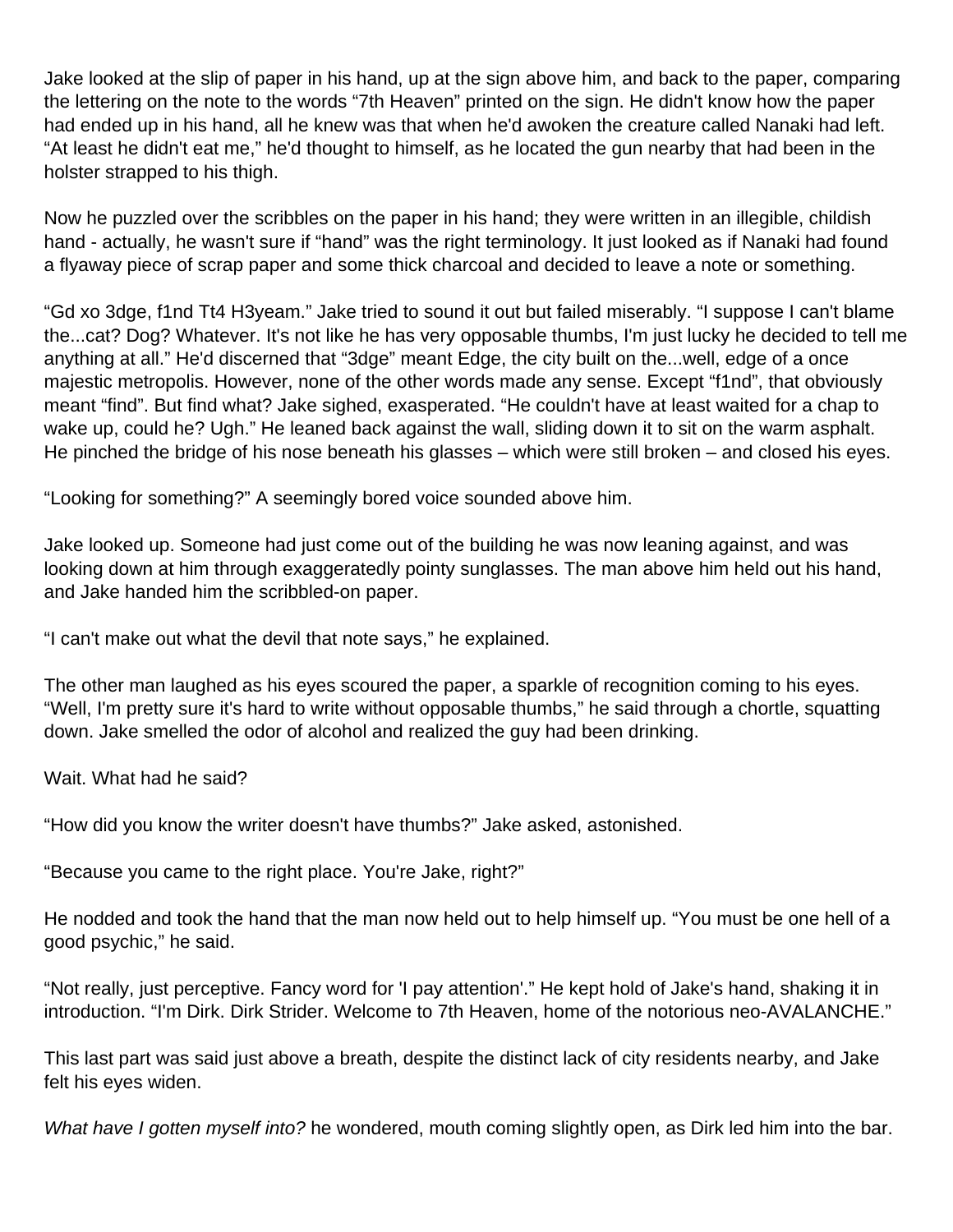Jake looked at the slip of paper in his hand, up at the sign above him, and back to the paper, comparing the lettering on the note to the words “7th Heaven” printed on the sign. He didn't know how the paper had ended up in his hand, all he knew was that when he'd awoken the creature called Nanaki had left. “At least he didn't eat me,” he'd thought to himself, as he located the gun nearby that had been in the holster strapped to his thigh.

Now he puzzled over the scribbles on the paper in his hand; they were written in an illegible, childish hand - actually, he wasn't sure if “hand” was the right terminology. It just looked as if Nanaki had found a flyaway piece of scrap paper and some thick charcoal and decided to leave a note or something.

“Gd xo 3dge, f1nd Tt4 H3yeam.” Jake tried to sound it out but failed miserably. “I suppose I can't blame the...cat? Dog? Whatever. It's not like he has very opposable thumbs, I'm just lucky he decided to tell me anything at all.” He'd discerned that “3dge” meant Edge, the city built on the...well, edge of a once majestic metropolis. However, none of the other words made any sense. Except “f1nd”, that obviously meant “find”. But find what? Jake sighed, exasperated. “He couldn't have at least waited for a chap to wake up, could he? Ugh.” He leaned back against the wall, sliding down it to sit on the warm asphalt. He pinched the bridge of his nose beneath his glasses – which were still broken – and closed his eyes.

“Looking for something?” A seemingly bored voice sounded above him.

Jake looked up. Someone had just come out of the building he was now leaning against, and was looking down at him through exaggeratedly pointy sunglasses. The man above him held out his hand, and Jake handed him the scribbled-on paper.

“I can't make out what the devil that note says,” he explained.

The other man laughed as his eyes scoured the paper, a sparkle of recognition coming to his eyes. “Well, I'm pretty sure it's hard to write without opposable thumbs,” he said through a chortle, squatting down. Jake smelled the odor of alcohol and realized the guy had been drinking.

Wait. What had he said?

“How did you know the writer doesn't have thumbs?” Jake asked, astonished.

“Because you came to the right place. You're Jake, right?”

He nodded and took the hand that the man now held out to help himself up. “You must be one hell of a good psychic,” he said.

“Not really, just perceptive. Fancy word for 'I pay attention'.” He kept hold of Jake's hand, shaking it in introduction. “I'm Dirk. Dirk Strider. Welcome to 7th Heaven, home of the notorious neo-AVALANCHE.”

This last part was said just above a breath, despite the distinct lack of city residents nearby, and Jake felt his eyes widen.

*What have I gotten myself into?* he wondered, mouth coming slightly open, as Dirk led him into the bar.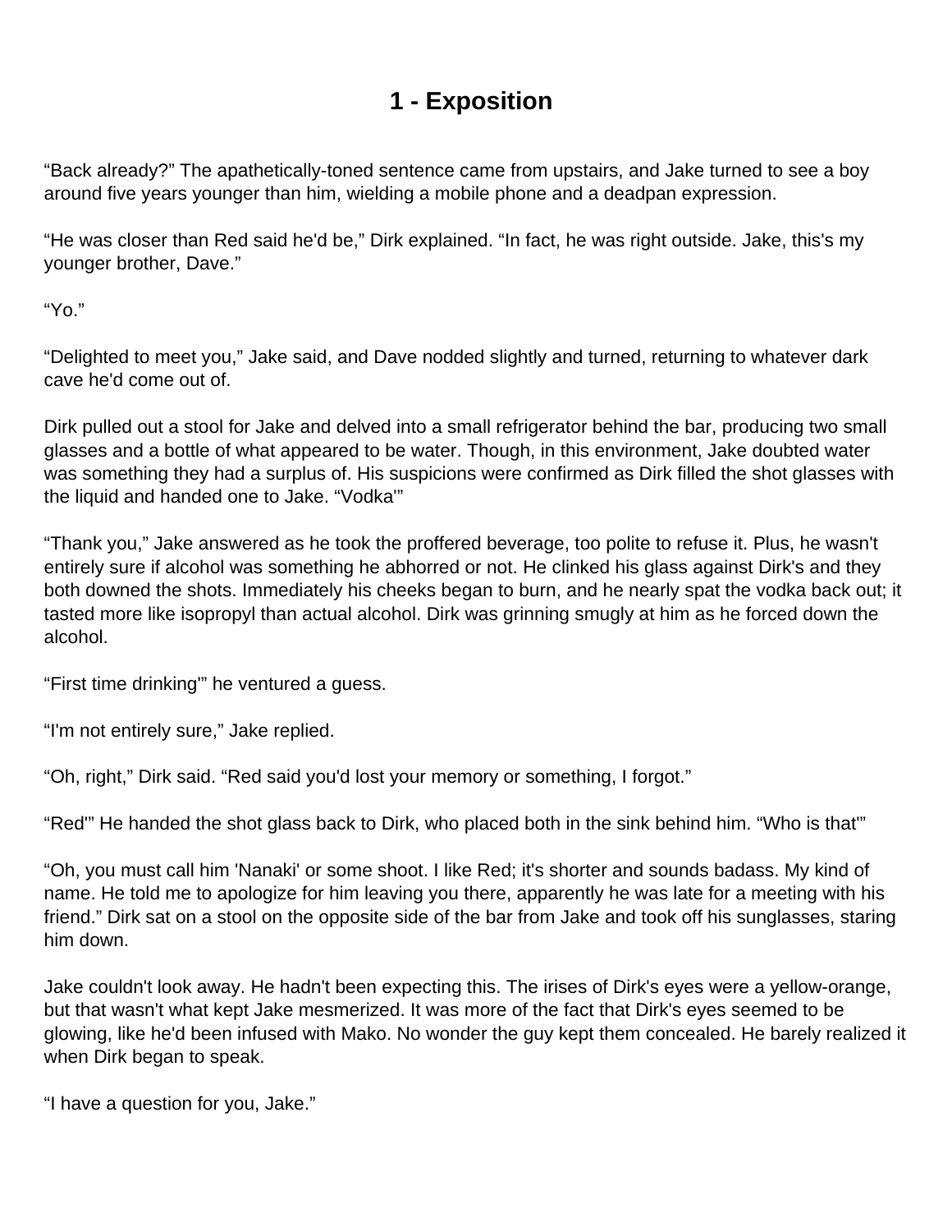# 1 - Exposition

“Back already?” The apathetically-toned sentence came from upstairs, and Jake turned to see a boy around five years younger than him, wielding a mobile phone and a deadpan expression.

“He was closer than Red said he'd be,” Dirk explained. “In fact, he was right outside. Jake, this's my younger brother, Dave.”

“Yo.”

“Delighted to meet you,” Jake said, and Dave nodded slightly and turned, returning to whatever dark cave he'd come out of.

Dirk pulled out a stool for Jake and delved into a small refrigerator behind the bar, producing two small glasses and a bottle of what appeared to be water. Though, in this environment, Jake doubted water was something they had a surplus of. His suspicions were confirmed as Dirk filled the shot glasses with the liquid and handed one to Jake. “Vodka'”

“Thank you,” Jake answered as he took the proffered beverage, too polite to refuse it. Plus, he wasn't entirely sure if alcohol was something he abhorred or not. He clinked his glass against Dirk's and they both downed the shots. Immediately his cheeks began to burn, and he nearly spat the vodka back out; it tasted more like isopropyl than actual alcohol. Dirk was grinning smugly at him as he forced down the alcohol.

“First time drinking'” he ventured a guess.

“I'm not entirely sure,” Jake replied.

“Oh, right,” Dirk said. “Red said you'd lost your memory or something, I forgot.”

“Red'” He handed the shot glass back to Dirk, who placed both in the sink behind him. “Who is that'”

“Oh, you must call him 'Nanaki' or some shoot. I like Red; it's shorter and sounds badass. My kind of name. He told me to apologize for him leaving you there, apparently he was late for a meeting with his friend.” Dirk sat on a stool on the opposite side of the bar from Jake and took off his sunglasses, staring him down.

Jake couldn't look away. He hadn't been expecting this. The irises of Dirk's eyes were a yellow-orange, but that wasn't what kept Jake mesmerized. It was more of the fact that Dirk's eyes seemed to be glowing, like he'd been infused with Mako. No wonder the guy kept them concealed. He barely realized it when Dirk began to speak.

“I have a question for you, Jake.”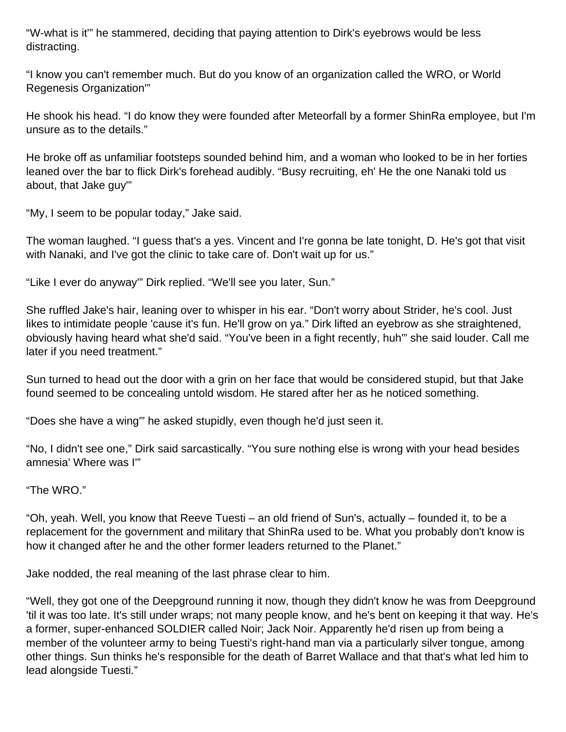“W-what is it'” he stammered, deciding that paying attention to Dirk's eyebrows would be less distracting.

“I know you can't remember much. But do you know of an organization called the WRO, or World Regenesis Organization'”

He shook his head. “I do know they were founded after Meteorfall by a former ShinRa employee, but I'm unsure as to the details.”

He broke off as unfamiliar footsteps sounded behind him, and a woman who looked to be in her forties leaned over the bar to flick Dirk's forehead audibly. “Busy recruiting, eh' He the one Nanaki told us about, that Jake guy'”

“My, I seem to be popular today,” Jake said.

The woman laughed. “I guess that's a yes. Vincent and I're gonna be late tonight, D. He's got that visit with Nanaki, and I've got the clinic to take care of. Don't wait up for us.”

“Like I ever do anyway'” Dirk replied. “We'll see you later, Sun.”

She ruffled Jake's hair, leaning over to whisper in his ear. “Don't worry about Strider, he's cool. Just likes to intimidate people 'cause it's fun. He'll grow on ya.” Dirk lifted an eyebrow as she straightened, obviously having heard what she'd said. “You've been in a fight recently, huh'” she said louder. Call me later if you need treatment.”

Sun turned to head out the door with a grin on her face that would be considered stupid, but that Jake found seemed to be concealing untold wisdom. He stared after her as he noticed something.

“Does she have a wing'” he asked stupidly, even though he'd just seen it.

“No, I didn't see one,” Dirk said sarcastically. “You sure nothing else is wrong with your head besides amnesia' Where was I'”

“The WRO.”

“Oh, yeah. Well, you know that Reeve Tuesti – an old friend of Sun's, actually – founded it, to be a replacement for the government and military that ShinRa used to be. What you probably don't know is how it changed after he and the other former leaders returned to the Planet.”

Jake nodded, the real meaning of the last phrase clear to him.

“Well, they got one of the Deepground running it now, though they didn't know he was from Deepground 'til it was too late. It's still under wraps; not many people know, and he's bent on keeping it that way. He's a former, super-enhanced SOLDIER called Noir; Jack Noir. Apparently he'd risen up from being a member of the volunteer army to being Tuesti's right-hand man via a particularly silver tongue, among other things. Sun thinks he's responsible for the death of Barret Wallace and that that's what led him to lead alongside Tuesti.”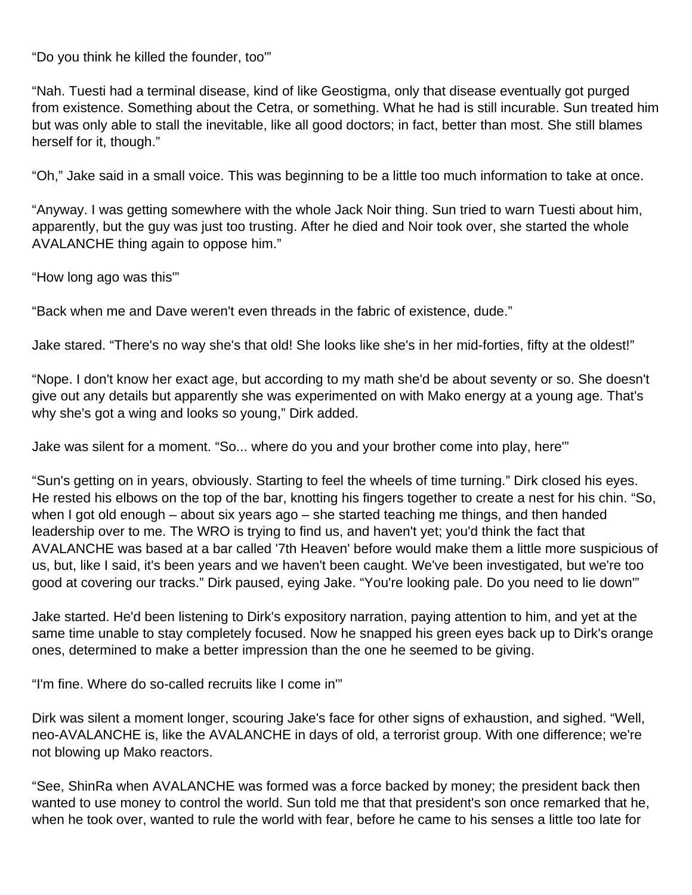“Do you think he killed the founder, too'”

“Nah. Tuesti had a terminal disease, kind of like Geostigma, only that disease eventually got purged from existence. Something about the Cetra, or something. What he had is still incurable. Sun treated him but was only able to stall the inevitable, like all good doctors; in fact, better than most. She still blames herself for it, though.”

“Oh,” Jake said in a small voice. This was beginning to be a little too much information to take at once.

“Anyway. I was getting somewhere with the whole Jack Noir thing. Sun tried to warn Tuesti about him, apparently, but the guy was just too trusting. After he died and Noir took over, she started the whole AVALANCHE thing again to oppose him.”

“How long ago was this'”

“Back when me and Dave weren't even threads in the fabric of existence, dude.”

Jake stared. “There's no way she's that old! She looks like she's in her mid-forties, fifty at the oldest!”

“Nope. I don't know her exact age, but according to my math she'd be about seventy or so. She doesn't give out any details but apparently she was experimented on with Mako energy at a young age. That's why she's got a wing and looks so young,” Dirk added.

Jake was silent for a moment. “So... where do you and your brother come into play, here'”

“Sun's getting on in years, obviously. Starting to feel the wheels of time turning.” Dirk closed his eyes. He rested his elbows on the top of the bar, knotting his fingers together to create a nest for his chin. “So, when I got old enough – about six years ago – she started teaching me things, and then handed leadership over to me. The WRO is trying to find us, and haven't yet; you'd think the fact that AVALANCHE was based at a bar called '7th Heaven' before would make them a little more suspicious of us, but, like I said, it's been years and we haven't been caught. We've been investigated, but we're too good at covering our tracks.” Dirk paused, eying Jake. “You're looking pale. Do you need to lie down'”

Jake started. He'd been listening to Dirk's expository narration, paying attention to him, and yet at the same time unable to stay completely focused. Now he snapped his green eyes back up to Dirk's orange ones, determined to make a better impression than the one he seemed to be giving.

“I'm fine. Where do so-called recruits like I come in'”

Dirk was silent a moment longer, scouring Jake's face for other signs of exhaustion, and sighed. “Well, neo-AVALANCHE is, like the AVALANCHE in days of old, a terrorist group. With one difference; we're not blowing up Mako reactors.

“See, ShinRa when AVALANCHE was formed was a force backed by money; the president back then wanted to use money to control the world. Sun told me that that president's son once remarked that he, when he took over, wanted to rule the world with fear, before he came to his senses a little too late for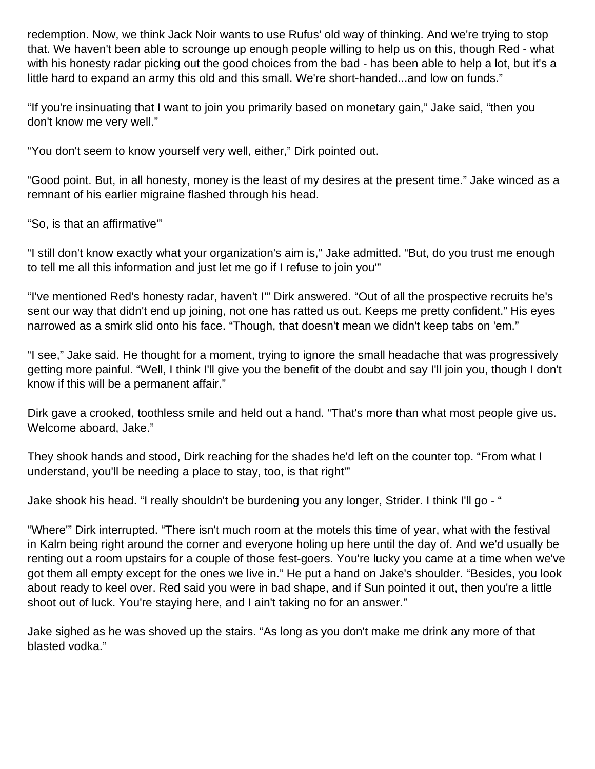redemption. Now, we think Jack Noir wants to use Rufus' old way of thinking. And we're trying to stop that. We haven't been able to scrounge up enough people willing to help us on this, though Red - what with his honesty radar picking out the good choices from the bad - has been able to help a lot, but it's a little hard to expand an army this old and this small. We're short-handed...and low on funds."

"If you're insinuating that I want to join you primarily based on monetary gain," Jake said, "then you don't know me very well."

"You don't seem to know yourself very well, either," Dirk pointed out.

"Good point. But, in all honesty, money is the least of my desires at the present time." Jake winced as a remnant of his earlier migraine flashed through his head.

"So, is that an affirmative'"

"I still don't know exactly what your organization's aim is," Jake admitted. "But, do you trust me enough to tell me all this information and just let me go if I refuse to join you'"

"I've mentioned Red's honesty radar, haven't I'" Dirk answered. "Out of all the prospective recruits he's sent our way that didn't end up joining, not one has ratted us out. Keeps me pretty confident." His eyes narrowed as a smirk slid onto his face. "Though, that doesn't mean we didn't keep tabs on 'em."

"I see," Jake said. He thought for a moment, trying to ignore the small headache that was progressively getting more painful. "Well, I think I'll give you the benefit of the doubt and say I'll join you, though I don't know if this will be a permanent affair."

Dirk gave a crooked, toothless smile and held out a hand. "That's more than what most people give us. Welcome aboard, Jake."

They shook hands and stood, Dirk reaching for the shades he'd left on the counter top. "From what I understand, you'll be needing a place to stay, too, is that right'"

Jake shook his head. "I really shouldn't be burdening you any longer, Strider. I think I'll go - "

"Where'" Dirk interrupted. "There isn't much room at the motels this time of year, what with the festival in Kalm being right around the corner and everyone holing up here until the day of. And we'd usually be renting out a room upstairs for a couple of those fest-goers. You're lucky you came at a time when we've got them all empty except for the ones we live in." He put a hand on Jake's shoulder. "Besides, you look about ready to keel over. Red said you were in bad shape, and if Sun pointed it out, then you're a little shoot out of luck. You're staying here, and I ain't taking no for an answer."

Jake sighed as he was shoved up the stairs. "As long as you don't make me drink any more of that blasted vodka."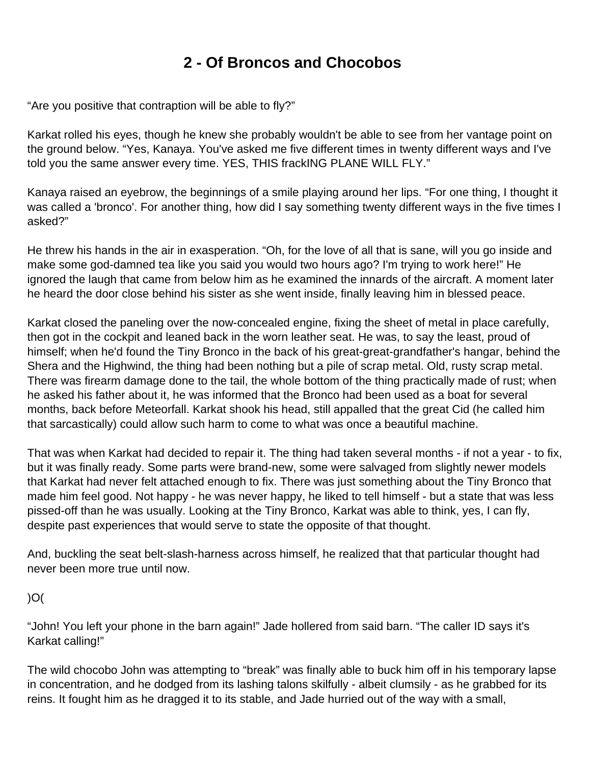# 2 - Of Broncos and Chocobos

“Are you positive that contraption will be able to fly?”

Karkat rolled his eyes, though he knew she probably wouldn't be able to see from her vantage point on the ground below. “Yes, Kanaya. You've asked me five different times in twenty different ways and I've told you the same answer every time. YES, THIS frackING PLANE WILL FLY.”

Kanaya raised an eyebrow, the beginnings of a smile playing around her lips. “For one thing, I thought it was called a 'bronco'. For another thing, how did I say something twenty different ways in the five times I asked?”

He threw his hands in the air in exasperation. “Oh, for the love of all that is sane, will you go inside and make some god-damned tea like you said you would two hours ago? I'm trying to work here!” He ignored the laugh that came from below him as he examined the innards of the aircraft. A moment later he heard the door close behind his sister as she went inside, finally leaving him in blessed peace.

Karkat closed the paneling over the now-concealed engine, fixing the sheet of metal in place carefully, then got in the cockpit and leaned back in the worn leather seat. He was, to say the least, proud of himself; when he'd found the Tiny Bronco in the back of his great-great-grandfather's hangar, behind the Shera and the Highwind, the thing had been nothing but a pile of scrap metal. Old, rusty scrap metal. There was firearm damage done to the tail, the whole bottom of the thing practically made of rust; when he asked his father about it, he was informed that the Bronco had been used as a boat for several months, back before Meteorfall. Karkat shook his head, still appalled that the great Cid (he called him that sarcastically) could allow such harm to come to what was once a beautiful machine.

That was when Karkat had decided to repair it. The thing had taken several months - if not a year - to fix, but it was finally ready. Some parts were brand-new, some were salvaged from slightly newer models that Karkat had never felt attached enough to fix. There was just something about the Tiny Bronco that made him feel good. Not happy - he was never happy, he liked to tell himself - but a state that was less pissed-off than he was usually. Looking at the Tiny Bronco, Karkat was able to think, yes, I can fly, despite past experiences that would serve to state the opposite of that thought.

And, buckling the seat belt-slash-harness across himself, he realized that that particular thought had never been more true until now.

)O(

“John! You left your phone in the barn again!” Jade hollered from said barn. “The caller ID says it's Karkat calling!”

The wild chocobo John was attempting to “break” was finally able to buck him off in his temporary lapse in concentration, and he dodged from its lashing talons skilfully - albeit clumsily - as he grabbed for its reins. It fought him as he dragged it to its stable, and Jade hurried out of the way with a small,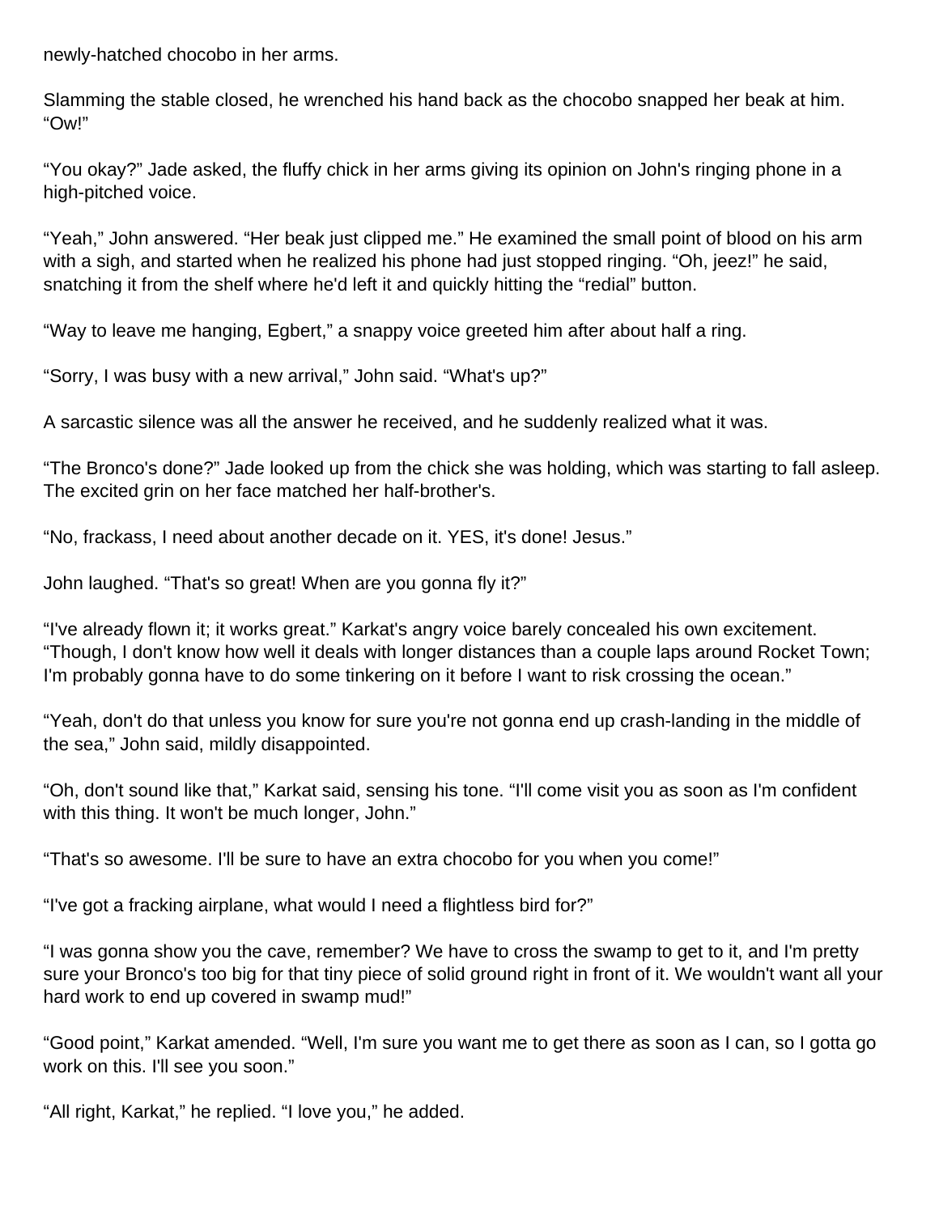newly-hatched chocobo in her arms.

Slamming the stable closed, he wrenched his hand back as the chocobo snapped her beak at him. “Ow!”

“You okay?” Jade asked, the fluffy chick in her arms giving its opinion on John's ringing phone in a high-pitched voice.

“Yeah,” John answered. “Her beak just clipped me.” He examined the small point of blood on his arm with a sigh, and started when he realized his phone had just stopped ringing. “Oh, jeez!” he said, snatching it from the shelf where he'd left it and quickly hitting the “redial” button.

“Way to leave me hanging, Egbert,” a snappy voice greeted him after about half a ring.

“Sorry, I was busy with a new arrival,” John said. “What's up?”

A sarcastic silence was all the answer he received, and he suddenly realized what it was.

“The Bronco's done?” Jade looked up from the chick she was holding, which was starting to fall asleep. The excited grin on her face matched her half-brother's.

“No, frackass, I need about another decade on it. YES, it's done! Jesus.”

John laughed. “That's so great! When are you gonna fly it?”

“I've already flown it; it works great.” Karkat's angry voice barely concealed his own excitement. “Though, I don't know how well it deals with longer distances than a couple laps around Rocket Town; I'm probably gonna have to do some tinkering on it before I want to risk crossing the ocean.”

“Yeah, don't do that unless you know for sure you're not gonna end up crash-landing in the middle of the sea,” John said, mildly disappointed.

“Oh, don't sound like that,” Karkat said, sensing his tone. “I'll come visit you as soon as I'm confident with this thing. It won't be much longer, John.”

“That's so awesome. I'll be sure to have an extra chocobo for you when you come!”

“I've got a fracking airplane, what would I need a flightless bird for?”

“I was gonna show you the cave, remember? We have to cross the swamp to get to it, and I'm pretty sure your Bronco's too big for that tiny piece of solid ground right in front of it. We wouldn't want all your hard work to end up covered in swamp mud!”

“Good point,” Karkat amended. “Well, I'm sure you want me to get there as soon as I can, so I gotta go work on this. I'll see you soon.”

“All right, Karkat,” he replied. “I love you,” he added.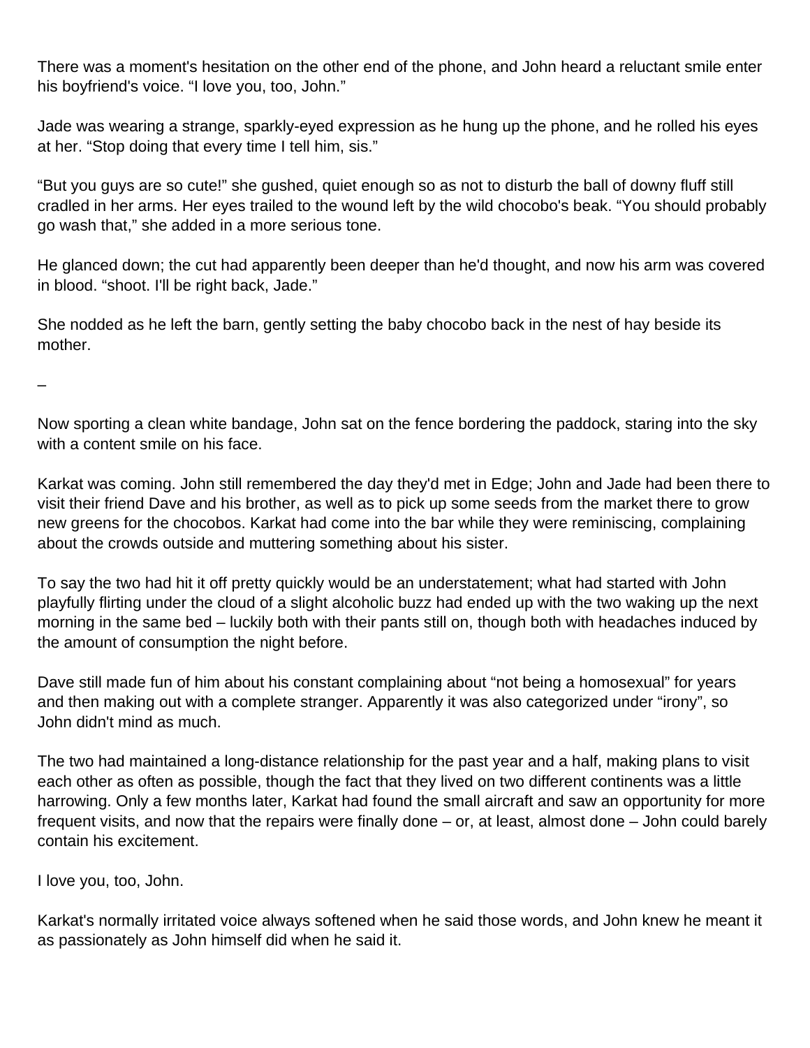There was a moment's hesitation on the other end of the phone, and John heard a reluctant smile enter his boyfriend's voice. “I love you, too, John.”

Jade was wearing a strange, sparkly-eyed expression as he hung up the phone, and he rolled his eyes at her. “Stop doing that every time I tell him, sis.”

“But you guys are so cute!” she gushed, quiet enough so as not to disturb the ball of downy fluff still cradled in her arms. Her eyes trailed to the wound left by the wild chocobo's beak. “You should probably go wash that,” she added in a more serious tone.

He glanced down; the cut had apparently been deeper than he'd thought, and now his arm was covered in blood. “shoot. I'll be right back, Jade.”

She nodded as he left the barn, gently setting the baby chocobo back in the nest of hay beside its mother.

–

Now sporting a clean white bandage, John sat on the fence bordering the paddock, staring into the sky with a content smile on his face.

Karkat was coming. John still remembered the day they'd met in Edge; John and Jade had been there to visit their friend Dave and his brother, as well as to pick up some seeds from the market there to grow new greens for the chocobos. Karkat had come into the bar while they were reminiscing, complaining about the crowds outside and muttering something about his sister.

To say the two had hit it off pretty quickly would be an understatement; what had started with John playfully flirting under the cloud of a slight alcoholic buzz had ended up with the two waking up the next morning in the same bed – luckily both with their pants still on, though both with headaches induced by the amount of consumption the night before.

Dave still made fun of him about his constant complaining about “not being a homosexual” for years and then making out with a complete stranger. Apparently it was also categorized under “irony”, so John didn't mind as much.

The two had maintained a long-distance relationship for the past year and a half, making plans to visit each other as often as possible, though the fact that they lived on two different continents was a little harrowing. Only a few months later, Karkat had found the small aircraft and saw an opportunity for more frequent visits, and now that the repairs were finally done – or, at least, almost done – John could barely contain his excitement.

I love you, too, John.

Karkat's normally irritated voice always softened when he said those words, and John knew he meant it as passionately as John himself did when he said it.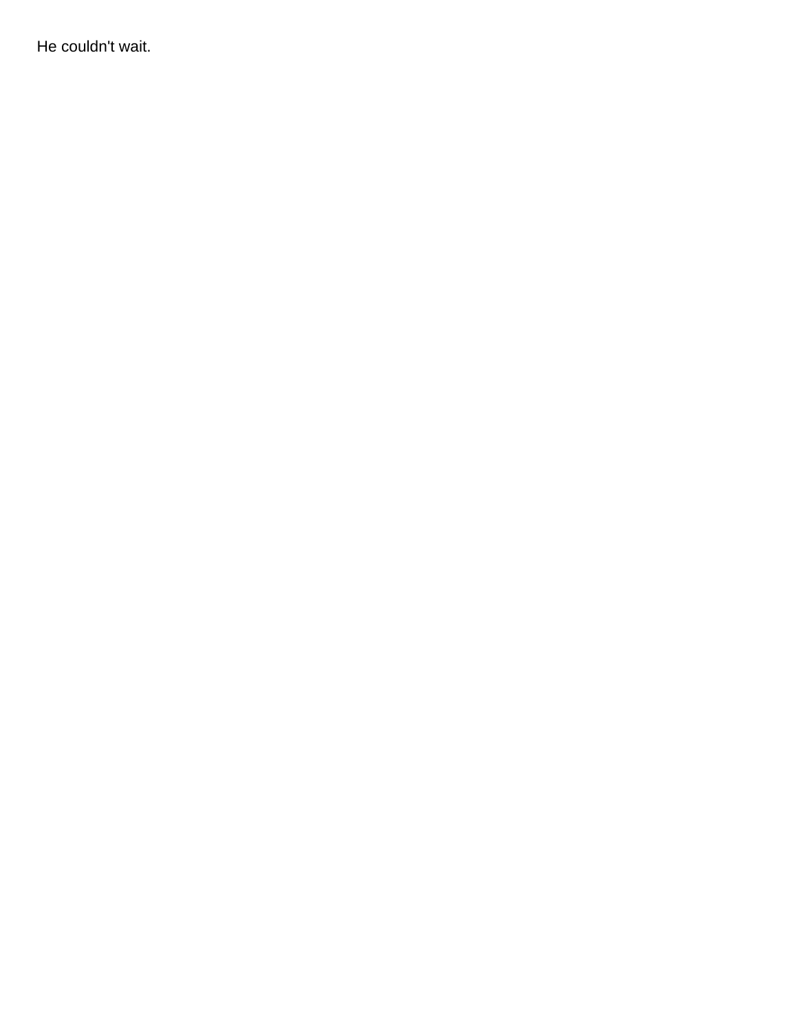He couldn't wait.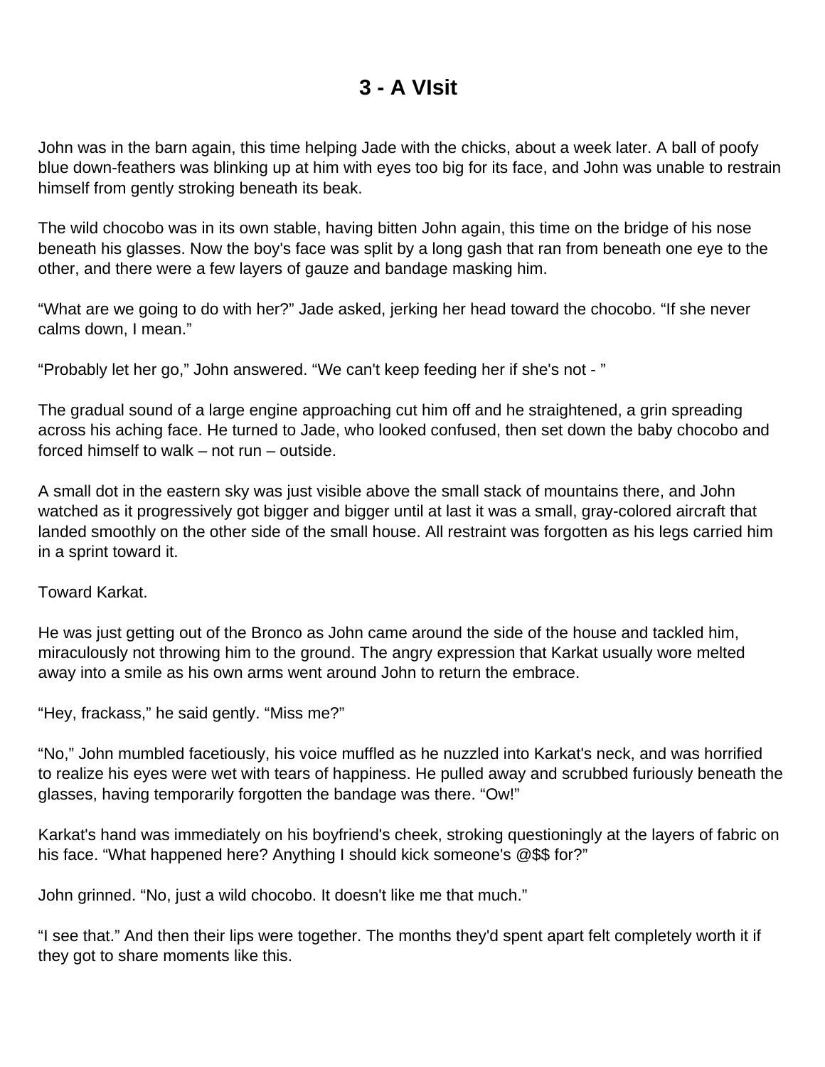# 3 - A VIsit

John was in the barn again, this time helping Jade with the chicks, about a week later. A ball of poofy blue down-feathers was blinking up at him with eyes too big for its face, and John was unable to restrain himself from gently stroking beneath its beak.

The wild chocobo was in its own stable, having bitten John again, this time on the bridge of his nose beneath his glasses. Now the boy's face was split by a long gash that ran from beneath one eye to the other, and there were a few layers of gauze and bandage masking him.

“What are we going to do with her?” Jade asked, jerking her head toward the chocobo. “If she never calms down, I mean.”

“Probably let her go,” John answered. “We can't keep feeding her if she's not - ”

The gradual sound of a large engine approaching cut him off and he straightened, a grin spreading across his aching face. He turned to Jade, who looked confused, then set down the baby chocobo and forced himself to walk – not run – outside.

A small dot in the eastern sky was just visible above the small stack of mountains there, and John watched as it progressively got bigger and bigger until at last it was a small, gray-colored aircraft that landed smoothly on the other side of the small house. All restraint was forgotten as his legs carried him in a sprint toward it.

Toward Karkat.

He was just getting out of the Bronco as John came around the side of the house and tackled him, miraculously not throwing him to the ground. The angry expression that Karkat usually wore melted away into a smile as his own arms went around John to return the embrace.

“Hey, frackass,” he said gently. “Miss me?”

“No,” John mumbled facetiously, his voice muffled as he nuzzled into Karkat's neck, and was horrified to realize his eyes were wet with tears of happiness. He pulled away and scrubbed furiously beneath the glasses, having temporarily forgotten the bandage was there. “Ow!”

Karkat's hand was immediately on his boyfriend's cheek, stroking questioningly at the layers of fabric on his face. “What happened here? Anything I should kick someone's @$$ for?”

John grinned. “No, just a wild chocobo. It doesn't like me that much.”

“I see that.” And then their lips were together. The months they'd spent apart felt completely worth it if they got to share moments like this.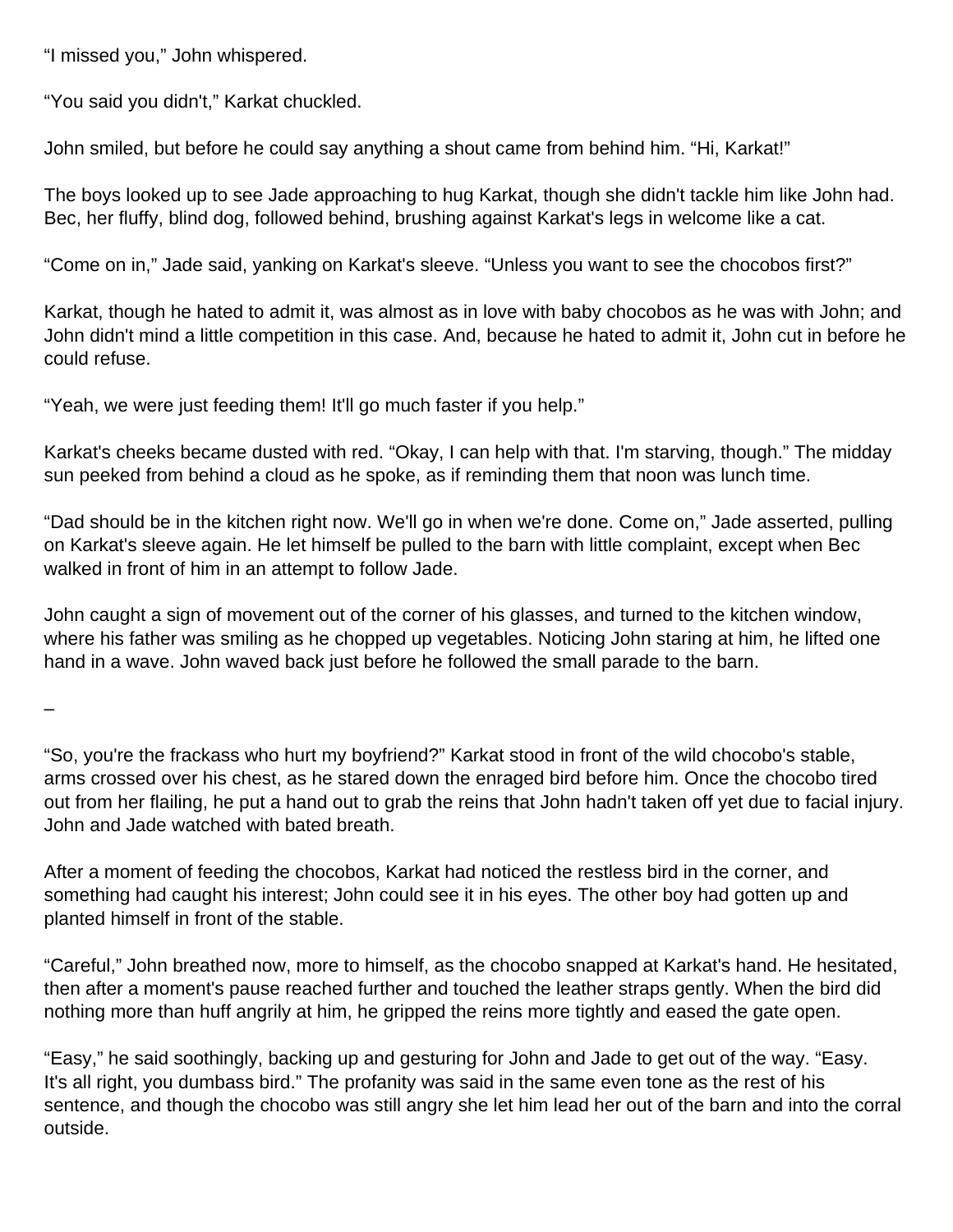"I missed you," John whispered.

"You said you didn't," Karkat chuckled.

John smiled, but before he could say anything a shout came from behind him. "Hi, Karkat!"

The boys looked up to see Jade approaching to hug Karkat, though she didn't tackle him like John had. Bec, her fluffy, blind dog, followed behind, brushing against Karkat's legs in welcome like a cat.

"Come on in," Jade said, yanking on Karkat's sleeve. "Unless you want to see the chocobos first?"

Karkat, though he hated to admit it, was almost as in love with baby chocobos as he was with John; and John didn't mind a little competition in this case. And, because he hated to admit it, John cut in before he could refuse.

"Yeah, we were just feeding them! It'll go much faster if you help."

Karkat's cheeks became dusted with red. "Okay, I can help with that. I'm starving, though." The midday sun peeked from behind a cloud as he spoke, as if reminding them that noon was lunch time.

"Dad should be in the kitchen right now. We'll go in when we're done. Come on," Jade asserted, pulling on Karkat's sleeve again. He let himself be pulled to the barn with little complaint, except when Bec walked in front of him in an attempt to follow Jade.

John caught a sign of movement out of the corner of his glasses, and turned to the kitchen window, where his father was smiling as he chopped up vegetables. Noticing John staring at him, he lifted one hand in a wave. John waved back just before he followed the small parade to the barn.

–

"So, you're the frackass who hurt my boyfriend?" Karkat stood in front of the wild chocobo's stable, arms crossed over his chest, as he stared down the enraged bird before him. Once the chocobo tired out from her flailing, he put a hand out to grab the reins that John hadn't taken off yet due to facial injury. John and Jade watched with bated breath.

After a moment of feeding the chocobos, Karkat had noticed the restless bird in the corner, and something had caught his interest; John could see it in his eyes. The other boy had gotten up and planted himself in front of the stable.

"Careful," John breathed now, more to himself, as the chocobo snapped at Karkat's hand. He hesitated, then after a moment's pause reached further and touched the leather straps gently. When the bird did nothing more than huff angrily at him, he gripped the reins more tightly and eased the gate open.

"Easy," he said soothingly, backing up and gesturing for John and Jade to get out of the way. "Easy. It's all right, you dumbass bird." The profanity was said in the same even tone as the rest of his sentence, and though the chocobo was still angry she let him lead her out of the barn and into the corral outside.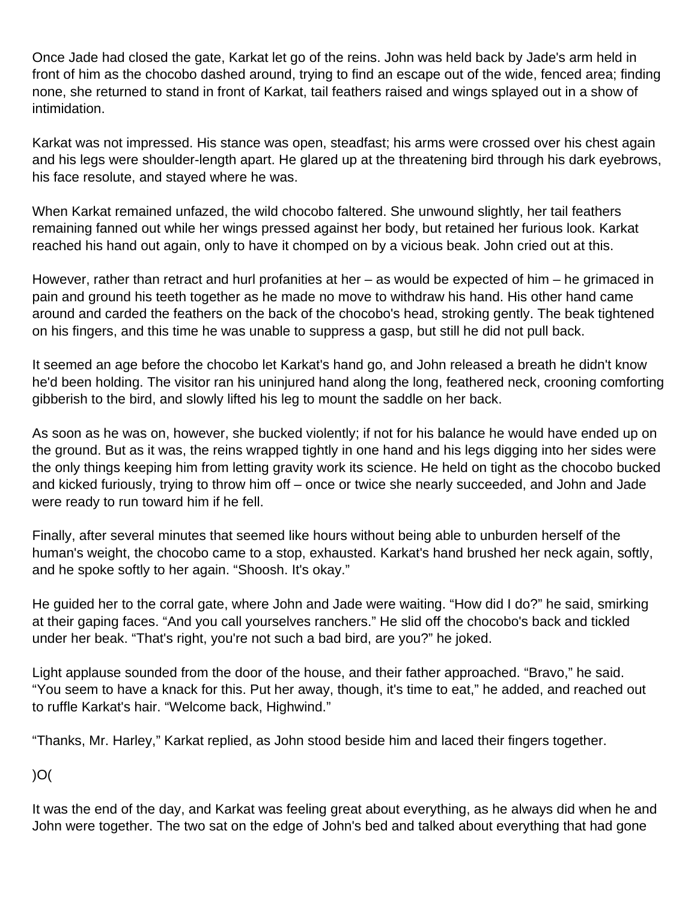Once Jade had closed the gate, Karkat let go of the reins. John was held back by Jade's arm held in front of him as the chocobo dashed around, trying to find an escape out of the wide, fenced area; finding none, she returned to stand in front of Karkat, tail feathers raised and wings splayed out in a show of intimidation.

Karkat was not impressed. His stance was open, steadfast; his arms were crossed over his chest again and his legs were shoulder-length apart. He glared up at the threatening bird through his dark eyebrows, his face resolute, and stayed where he was.

When Karkat remained unfazed, the wild chocobo faltered. She unwound slightly, her tail feathers remaining fanned out while her wings pressed against her body, but retained her furious look. Karkat reached his hand out again, only to have it chomped on by a vicious beak. John cried out at this.

However, rather than retract and hurl profanities at her – as would be expected of him – he grimaced in pain and ground his teeth together as he made no move to withdraw his hand. His other hand came around and carded the feathers on the back of the chocobo's head, stroking gently. The beak tightened on his fingers, and this time he was unable to suppress a gasp, but still he did not pull back.

It seemed an age before the chocobo let Karkat's hand go, and John released a breath he didn't know he'd been holding. The visitor ran his uninjured hand along the long, feathered neck, crooning comforting gibberish to the bird, and slowly lifted his leg to mount the saddle on her back.

As soon as he was on, however, she bucked violently; if not for his balance he would have ended up on the ground. But as it was, the reins wrapped tightly in one hand and his legs digging into her sides were the only things keeping him from letting gravity work its science. He held on tight as the chocobo bucked and kicked furiously, trying to throw him off – once or twice she nearly succeeded, and John and Jade were ready to run toward him if he fell.

Finally, after several minutes that seemed like hours without being able to unburden herself of the human's weight, the chocobo came to a stop, exhausted. Karkat's hand brushed her neck again, softly, and he spoke softly to her again. “Shoosh. It's okay.”

He guided her to the corral gate, where John and Jade were waiting. “How did I do?” he said, smirking at their gaping faces. “And you call yourselves ranchers.” He slid off the chocobo's back and tickled under her beak. “That's right, you're not such a bad bird, are you?” he joked.

Light applause sounded from the door of the house, and their father approached. “Bravo,” he said. “You seem to have a knack for this. Put her away, though, it's time to eat,” he added, and reached out to ruffle Karkat's hair. “Welcome back, Highwind.”

“Thanks, Mr. Harley,” Karkat replied, as John stood beside him and laced their fingers together.

)O(

It was the end of the day, and Karkat was feeling great about everything, as he always did when he and John were together. The two sat on the edge of John's bed and talked about everything that had gone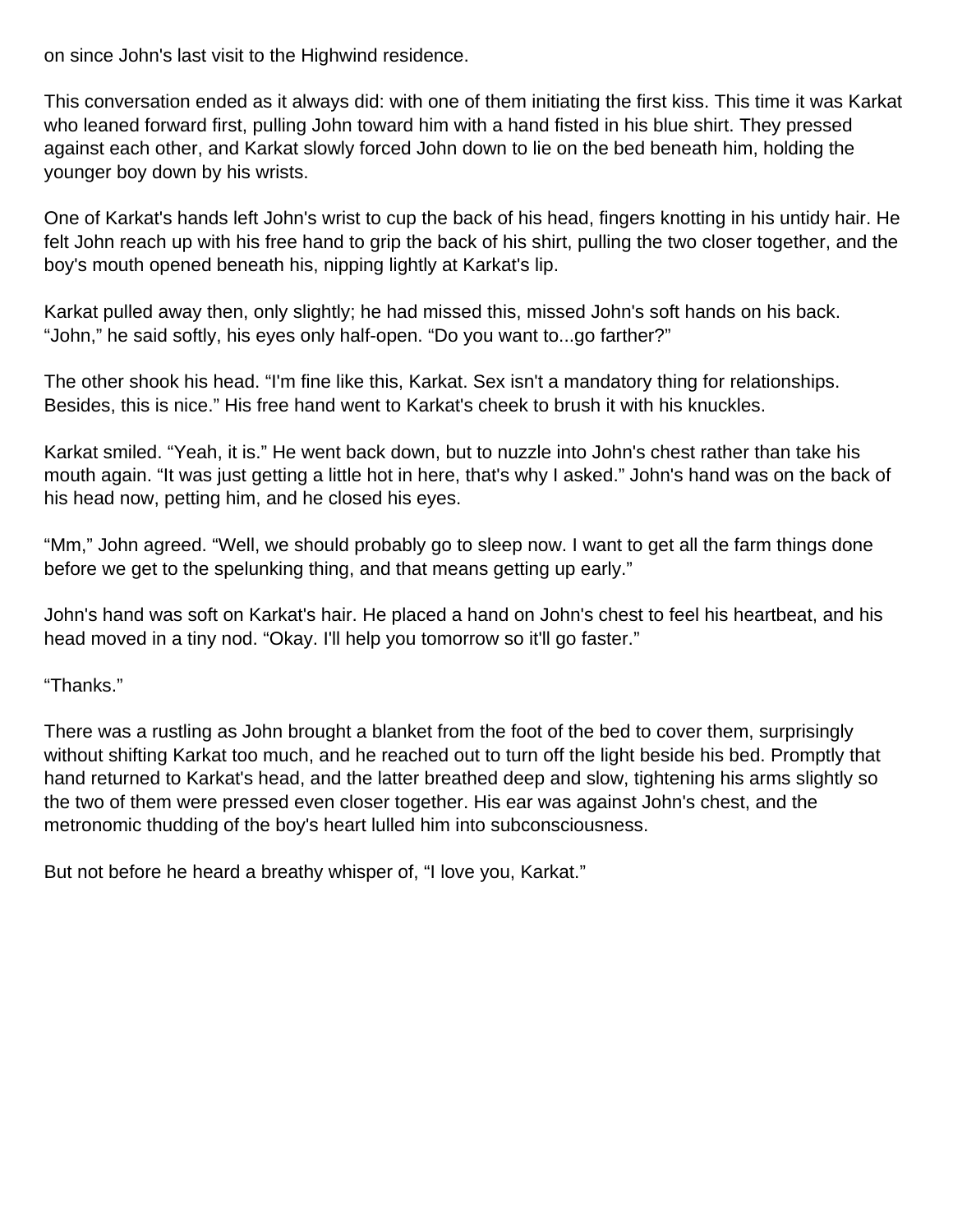on since John's last visit to the Highwind residence.

This conversation ended as it always did: with one of them initiating the first kiss. This time it was Karkat who leaned forward first, pulling John toward him with a hand fisted in his blue shirt. They pressed against each other, and Karkat slowly forced John down to lie on the bed beneath him, holding the younger boy down by his wrists.

One of Karkat's hands left John's wrist to cup the back of his head, fingers knotting in his untidy hair. He felt John reach up with his free hand to grip the back of his shirt, pulling the two closer together, and the boy's mouth opened beneath his, nipping lightly at Karkat's lip.

Karkat pulled away then, only slightly; he had missed this, missed John's soft hands on his back. “John,” he said softly, his eyes only half-open. “Do you want to...go farther?”

The other shook his head. “I'm fine like this, Karkat. Sex isn't a mandatory thing for relationships. Besides, this is nice.” His free hand went to Karkat's cheek to brush it with his knuckles.

Karkat smiled. “Yeah, it is.” He went back down, but to nuzzle into John's chest rather than take his mouth again. “It was just getting a little hot in here, that's why I asked.” John's hand was on the back of his head now, petting him, and he closed his eyes.

“Mm,” John agreed. “Well, we should probably go to sleep now. I want to get all the farm things done before we get to the spelunking thing, and that means getting up early.”

John's hand was soft on Karkat's hair. He placed a hand on John's chest to feel his heartbeat, and his head moved in a tiny nod. “Okay. I'll help you tomorrow so it'll go faster.”

“Thanks.”

There was a rustling as John brought a blanket from the foot of the bed to cover them, surprisingly without shifting Karkat too much, and he reached out to turn off the light beside his bed. Promptly that hand returned to Karkat's head, and the latter breathed deep and slow, tightening his arms slightly so the two of them were pressed even closer together. His ear was against John's chest, and the metronomic thudding of the boy's heart lulled him into subconsciousness.

But not before he heard a breathy whisper of, “I love you, Karkat.”